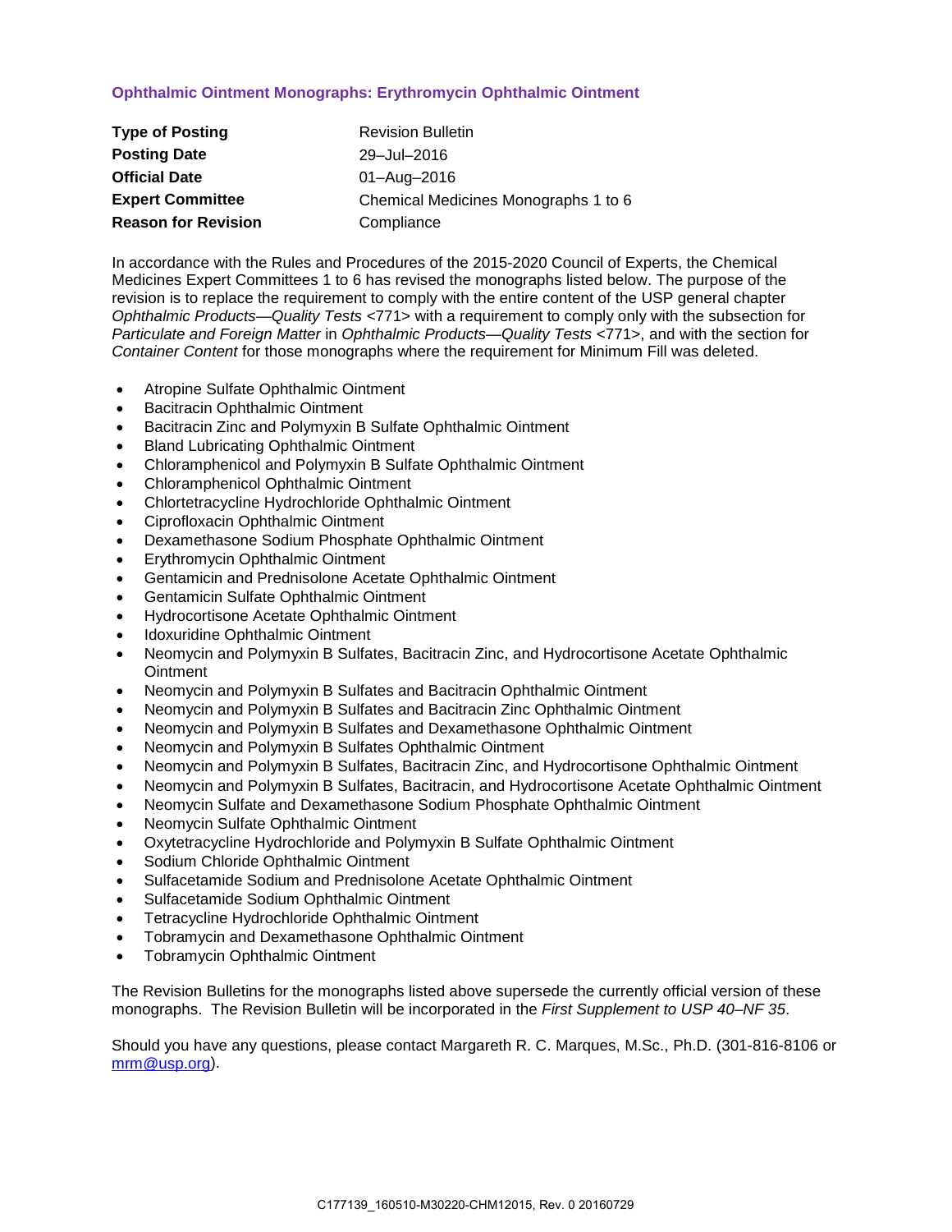## Ophthalmic Ointment Monographs: Erythromycin Ophthalmic Ointment

| | |
|---|---|
| **Type of Posting** | Revision Bulletin |
| **Posting Date** | 29–Jul–2016 |
| **Official Date** | 01–Aug–2016 |
| **Expert Committee** | Chemical Medicines Monographs 1 to 6 |
| **Reason for Revision** | Compliance |

In accordance with the Rules and Procedures of the 2015-2020 Council of Experts, the Chemical Medicines Expert Committees 1 to 6 has revised the monographs listed below. The purpose of the revision is to replace the requirement to comply with the entire content of the USP general chapter *Ophthalmic Products—Quality Tests* <771> with a requirement to comply only with the subsection for *Particulate and Foreign Matter* in *Ophthalmic Products—Quality Tests* <771>, and with the section for *Container Content* for those monographs where the requirement for Minimum Fill was deleted.

- Atropine Sulfate Ophthalmic Ointment
- Bacitracin Ophthalmic Ointment
- Bacitracin Zinc and Polymyxin B Sulfate Ophthalmic Ointment
- Bland Lubricating Ophthalmic Ointment
- Chloramphenicol and Polymyxin B Sulfate Ophthalmic Ointment
- Chloramphenicol Ophthalmic Ointment
- Chlortetracycline Hydrochloride Ophthalmic Ointment
- Ciprofloxacin Ophthalmic Ointment
- Dexamethasone Sodium Phosphate Ophthalmic Ointment
- Erythromycin Ophthalmic Ointment
- Gentamicin and Prednisolone Acetate Ophthalmic Ointment
- Gentamicin Sulfate Ophthalmic Ointment
- Hydrocortisone Acetate Ophthalmic Ointment
- Idoxuridine Ophthalmic Ointment
- Neomycin and Polymyxin B Sulfates, Bacitracin Zinc, and Hydrocortisone Acetate Ophthalmic Ointment
- Neomycin and Polymyxin B Sulfates and Bacitracin Ophthalmic Ointment
- Neomycin and Polymyxin B Sulfates and Bacitracin Zinc Ophthalmic Ointment
- Neomycin and Polymyxin B Sulfates and Dexamethasone Ophthalmic Ointment
- Neomycin and Polymyxin B Sulfates Ophthalmic Ointment
- Neomycin and Polymyxin B Sulfates, Bacitracin Zinc, and Hydrocortisone Ophthalmic Ointment
- Neomycin and Polymyxin B Sulfates, Bacitracin, and Hydrocortisone Acetate Ophthalmic Ointment
- Neomycin Sulfate and Dexamethasone Sodium Phosphate Ophthalmic Ointment
- Neomycin Sulfate Ophthalmic Ointment
- Oxytetracycline Hydrochloride and Polymyxin B Sulfate Ophthalmic Ointment
- Sodium Chloride Ophthalmic Ointment
- Sulfacetamide Sodium and Prednisolone Acetate Ophthalmic Ointment
- Sulfacetamide Sodium Ophthalmic Ointment
- Tetracycline Hydrochloride Ophthalmic Ointment
- Tobramycin and Dexamethasone Ophthalmic Ointment
- Tobramycin Ophthalmic Ointment

The Revision Bulletins for the monographs listed above supersede the currently official version of these monographs. The Revision Bulletin will be incorporated in the *First Supplement to USP 40–NF 35*.

Should you have any questions, please contact Margareth R. C. Marques, M.Sc., Ph.D. (301-816-8106 or mrm@usp.org).

C177139_160510-M30220-CHM12015, Rev. 0 20160729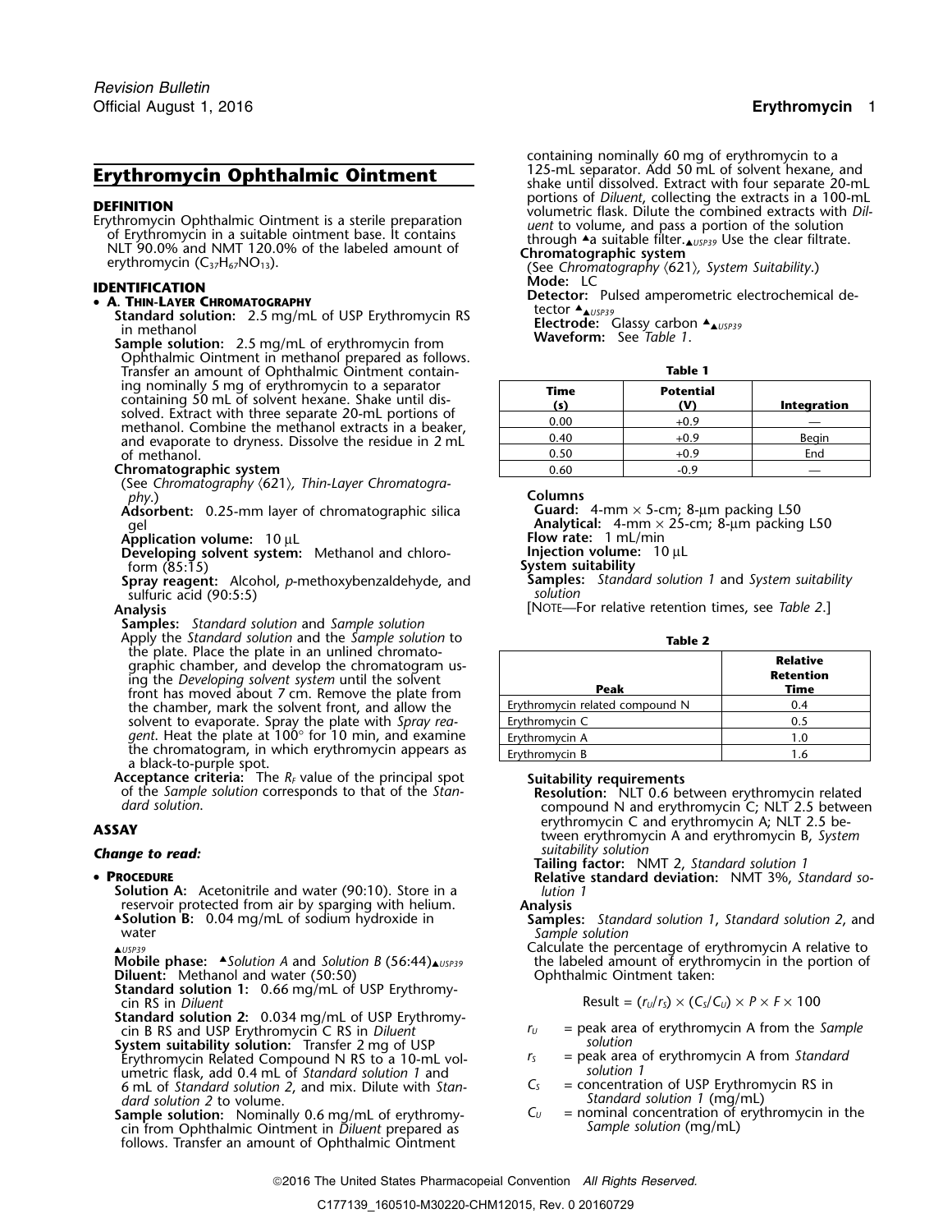# Erythromycin Ophthalmic Ointment

**DEFINITION**

Erythromycin Ophthalmic Ointment is a sterile preparation of Erythromycin in a suitable ointment base. It contains NLT 90.0% and NMT 120.0% of the labeled amount of erythromycin ($C_{37}H_{67}NO_{13}$).

**IDENTIFICATION**

- **A. Thin-Layer Chromatography**

  **Standard solution:** 2.5 mg/mL of USP Erythromycin RS in methanol

  **Sample solution:** 2.5 mg/mL of erythromycin from Ophthalmic Ointment in methanol prepared as follows. Transfer an amount of Ophthalmic Ointment containing nominally 5 mg of erythromycin to a separator containing 50 mL of solvent hexane. Shake until dissolved. Extract with three separate 20-mL portions of methanol. Combine the methanol extracts in a beaker, and evaporate to dryness. Dissolve the residue in 2 mL of methanol.

  **Chromatographic system**

  (See *Chromatography* ⟨621⟩*, Thin-Layer Chromatography.*)

  **Adsorbent:** 0.25-mm layer of chromatographic silica gel

  **Application volume:** 10 µL

  **Developing solvent system:** Methanol and chloroform (85:15)

  **Spray reagent:** Alcohol, *p*-methoxybenzaldehyde, and sulfuric acid (90:5:5)

  **Analysis**

  **Samples:** *Standard solution* and *Sample solution*

  Apply the *Standard solution* and the *Sample solution* to the plate. Place the plate in an unlined chromatographic chamber, and develop the chromatogram using the *Developing solvent system* until the solvent front has moved about 7 cm. Remove the plate from the chamber, mark the solvent front, and allow the solvent to evaporate. Spray the plate with *Spray reagent*. Heat the plate at 100° for 10 min, and examine the chromatogram, in which erythromycin appears as a black-to-purple spot.

  **Acceptance criteria:** The $R_F$ value of the principal spot of the *Sample solution* corresponds to that of the *Standard solution*.

**ASSAY**

***Change to read:***

- **Procedure**

  **Solution A:** Acetonitrile and water (90:10). Store in a reservoir protected from air by sparging with helium.

  ▲**Solution B:** 0.04 mg/mL of sodium hydroxide in water
  ▲USP39

  **Mobile phase:** ▲*Solution A* and *Solution B* (56:44)▲USP39

  **Diluent:** Methanol and water (50:50)

  **Standard solution 1:** 0.66 mg/mL of USP Erythromycin RS in *Diluent*

  **Standard solution 2:** 0.034 mg/mL of USP Erythromycin B RS and USP Erythromycin C RS in *Diluent*

  **System suitability solution:** Transfer 2 mg of USP Erythromycin Related Compound N RS to a 10-mL volumetric flask, add 0.4 mL of *Standard solution 1* and 6 mL of *Standard solution 2*, and mix. Dilute with *Standard solution 2* to volume.

  **Sample solution:** Nominally 0.6 mg/mL of erythromycin from Ophthalmic Ointment in *Diluent* prepared as follows. Transfer an amount of Ophthalmic Ointment containing nominally 60 mg of erythromycin to a 125-mL separator. Add 50 mL of solvent hexane, and shake until dissolved. Extract with four separate 20-mL portions of *Diluent*, collecting the extracts in a 100-mL volumetric flask. Dilute the combined extracts with *Diluent* to volume, and pass a portion of the solution through ▲a suitable filter.▲USP39 Use the clear filtrate.

  **Chromatographic system**

  (See *Chromatography* ⟨621⟩*, System Suitability.*)

  **Mode:** LC

  **Detector:** Pulsed amperometric electrochemical detector ▲▲USP39

  **Electrode:** Glassy carbon ▲▲USP39

  **Waveform:** See *Table 1*.

**Table 1**

| Time (s) | Potential (V) | Integration |
|---|---|---|
| 0.00 | +0.9 | — |
| 0.40 | +0.9 | Begin |
| 0.50 | +0.9 | End |
| 0.60 | -0.9 | — |

  **Columns**

  **Guard:** 4-mm × 5-cm; 8-µm packing L50

  **Analytical:** 4-mm × 25-cm; 8-µm packing L50

  **Flow rate:** 1 mL/min

  **Injection volume:** 10 µL

  **System suitability**

  **Samples:** *Standard solution 1* and *System suitability solution*

  [Note—For relative retention times, see *Table 2*.]

**Table 2**

| Peak | Relative Retention Time |
|---|---|
| Erythromycin related compound N | 0.4 |
| Erythromycin C | 0.5 |
| Erythromycin A | 1.0 |
| Erythromycin B | 1.6 |

  **Suitability requirements**

  **Resolution:** NLT 0.6 between erythromycin related compound N and erythromycin C; NLT 2.5 between erythromycin C and erythromycin A; NLT 2.5 between erythromycin A and erythromycin B, *System suitability solution*

  **Tailing factor:** NMT 2, *Standard solution 1*

  **Relative standard deviation:** NMT 3%, *Standard solution 1*

  **Analysis**

  **Samples:** *Standard solution 1*, *Standard solution 2*, and *Sample solution*

  Calculate the percentage of erythromycin A relative to the labeled amount of erythromycin in the portion of Ophthalmic Ointment taken:

$$\text{Result} = (r_U/r_S) \times (C_S/C_U) \times P \times F \times 100$$

- $r_U$ = peak area of erythromycin A from the *Sample solution*
- $r_S$ = peak area of erythromycin A from *Standard solution 1*
- $C_S$ = concentration of USP Erythromycin RS in *Standard solution 1* (mg/mL)
- $C_U$ = nominal concentration of erythromycin in the *Sample solution* (mg/mL)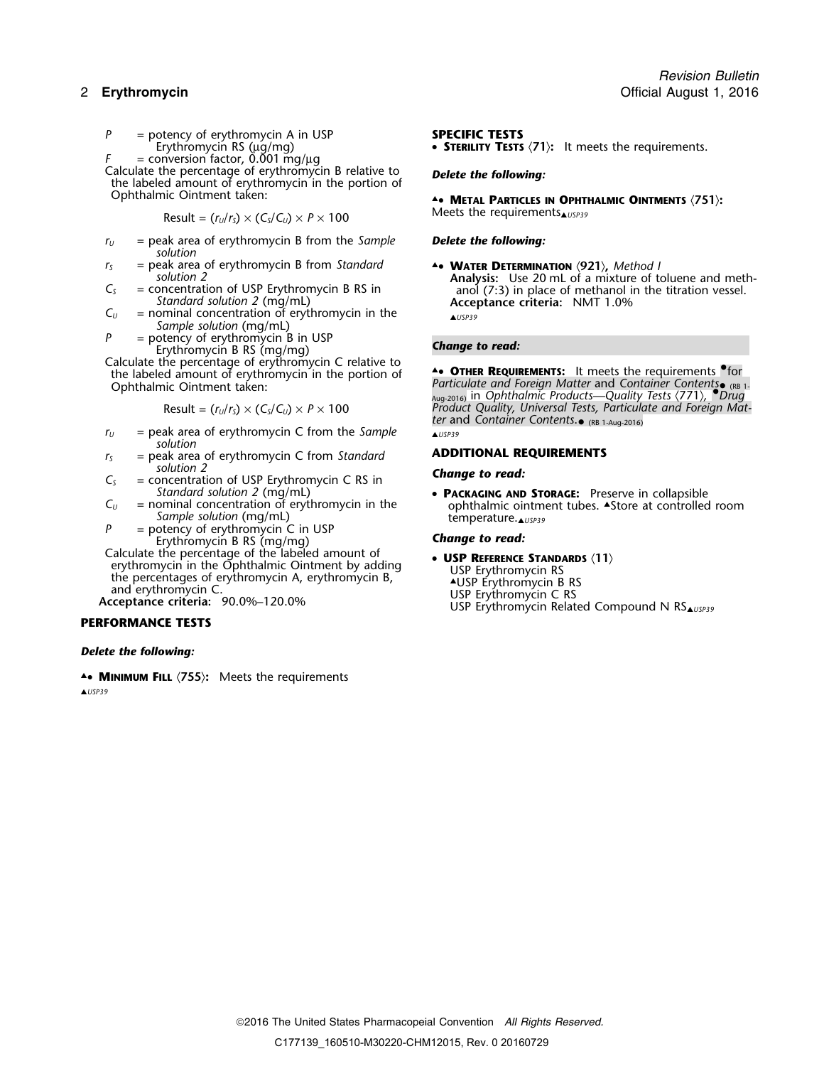$P$ = potency of erythromycin A in USP Erythromycin RS (µg/mg)

$F$ = conversion factor, 0.001 mg/µg

Calculate the percentage of erythromycin B relative to the labeled amount of erythromycin in the portion of Ophthalmic Ointment taken:

$$\text{Result} = (r_U/r_S) \times (C_S/C_U) \times P \times 100$$

$r_U$ = peak area of erythromycin B from the *Sample solution*

$r_S$ = peak area of erythromycin B from *Standard solution 2*

$C_S$ = concentration of USP Erythromycin B RS in *Standard solution 2* (mg/mL)

$C_U$ = nominal concentration of erythromycin in the *Sample solution* (mg/mL)

$P$ = potency of erythromycin B in USP Erythromycin B RS (mg/mg)

Calculate the percentage of erythromycin C relative to the labeled amount of erythromycin in the portion of Ophthalmic Ointment taken:

$$\text{Result} = (r_U/r_S) \times (C_S/C_U) \times P \times 100$$

$r_U$ = peak area of erythromycin C from the *Sample solution*

$r_S$ = peak area of erythromycin C from *Standard solution 2*

$C_S$ = concentration of USP Erythromycin C RS in *Standard solution 2* (mg/mL)

$C_U$ = nominal concentration of erythromycin in the *Sample solution* (mg/mL)

$P$ = potency of erythromycin C in USP Erythromycin B RS (mg/mg)

Calculate the percentage of the labeled amount of erythromycin in the Ophthalmic Ointment by adding the percentages of erythromycin A, erythromycin B, and erythromycin C.

**Acceptance criteria:** 90.0%–120.0%

## PERFORMANCE TESTS

***Delete the following:***

▲• **MINIMUM FILL** ⟨755⟩: Meets the requirements ▲USP39

## SPECIFIC TESTS

• **STERILITY TESTS** ⟨71⟩: It meets the requirements.

***Delete the following:***

▲• **METAL PARTICLES IN OPHTHALMIC OINTMENTS** ⟨751⟩: Meets the requirements▲USP39

***Delete the following:***

▲• **WATER DETERMINATION** ⟨921⟩, *Method I*

**Analysis:** Use 20 mL of a mixture of toluene and methanol (7:3) in place of methanol in the titration vessel.

**Acceptance criteria:** NMT 1.0%

▲USP39

***Change to read:***

▲• **OTHER REQUIREMENTS:** It meets the requirements •for *Particulate and Foreign Matter* and *Container Contents*• (RB 1-Aug-2016) in *Ophthalmic Products—Quality Tests* ⟨771⟩, •*Drug Product Quality, Universal Tests, Particulate and Foreign Matter* and *Container Contents*.• (RB 1-Aug-2016)

▲USP39

## ADDITIONAL REQUIREMENTS

***Change to read:***

• **PACKAGING AND STORAGE:** Preserve in collapsible ophthalmic ointment tubes. ▲Store at controlled room temperature.▲USP39

***Change to read:***

• **USP REFERENCE STANDARDS** ⟨11⟩

USP Erythromycin RS

▲USP Erythromycin B RS

USP Erythromycin C RS

USP Erythromycin Related Compound N RS▲USP39